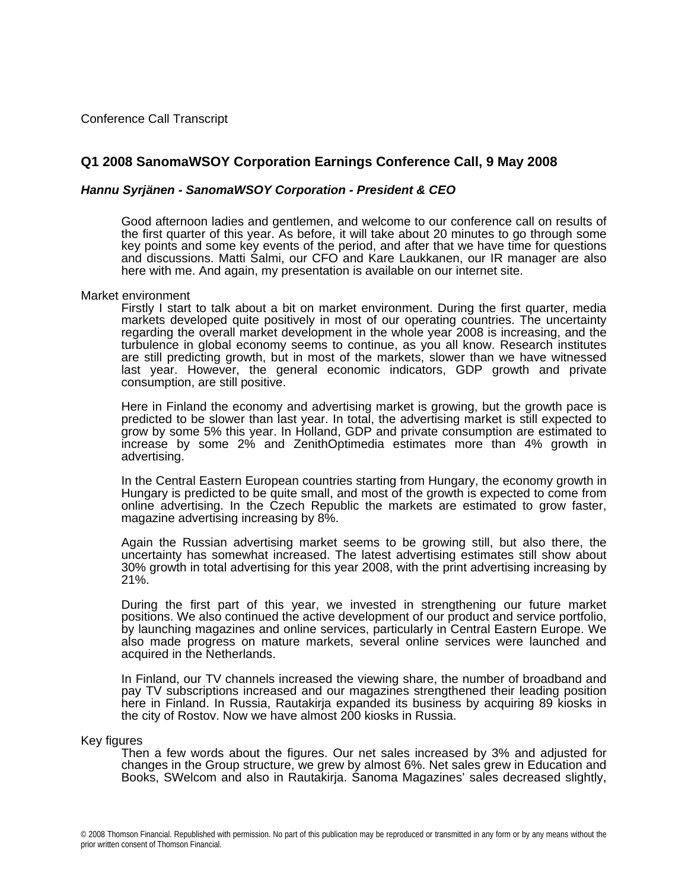Conference Call Transcript

## Q1 2008 SanomaWSOY Corporation Earnings Conference Call, 9 May 2008

### *Hannu Syrjänen - SanomaWSOY Corporation - President & CEO*

Good afternoon ladies and gentlemen, and welcome to our conference call on results of the first quarter of this year. As before, it will take about 20 minutes to go through some key points and some key events of the period, and after that we have time for questions and discussions. Matti Salmi, our CFO and Kare Laukkanen, our IR manager are also here with me. And again, my presentation is available on our internet site.

Market environment

Firstly I start to talk about a bit on market environment. During the first quarter, media markets developed quite positively in most of our operating countries. The uncertainty regarding the overall market development in the whole year 2008 is increasing, and the turbulence in global economy seems to continue, as you all know. Research institutes are still predicting growth, but in most of the markets, slower than we have witnessed last year. However, the general economic indicators, GDP growth and private consumption, are still positive.

Here in Finland the economy and advertising market is growing, but the growth pace is predicted to be slower than last year. In total, the advertising market is still expected to grow by some 5% this year. In Holland, GDP and private consumption are estimated to increase by some 2% and ZenithOptimedia estimates more than 4% growth in advertising.

In the Central Eastern European countries starting from Hungary, the economy growth in Hungary is predicted to be quite small, and most of the growth is expected to come from online advertising. In the Czech Republic the markets are estimated to grow faster, magazine advertising increasing by 8%.

Again the Russian advertising market seems to be growing still, but also there, the uncertainty has somewhat increased. The latest advertising estimates still show about 30% growth in total advertising for this year 2008, with the print advertising increasing by 21%.

During the first part of this year, we invested in strengthening our future market positions. We also continued the active development of our product and service portfolio, by launching magazines and online services, particularly in Central Eastern Europe. We also made progress on mature markets, several online services were launched and acquired in the Netherlands.

In Finland, our TV channels increased the viewing share, the number of broadband and pay TV subscriptions increased and our magazines strengthened their leading position here in Finland. In Russia, Rautakirja expanded its business by acquiring 89 kiosks in the city of Rostov. Now we have almost 200 kiosks in Russia.

Key figures

Then a few words about the figures. Our net sales increased by 3% and adjusted for changes in the Group structure, we grew by almost 6%. Net sales grew in Education and Books, SWelcom and also in Rautakirja. Sanoma Magazines' sales decreased slightly,

© 2008 Thomson Financial. Republished with permission. No part of this publication may be reproduced or transmitted in any form or by any means without the prior written consent of Thomson Financial.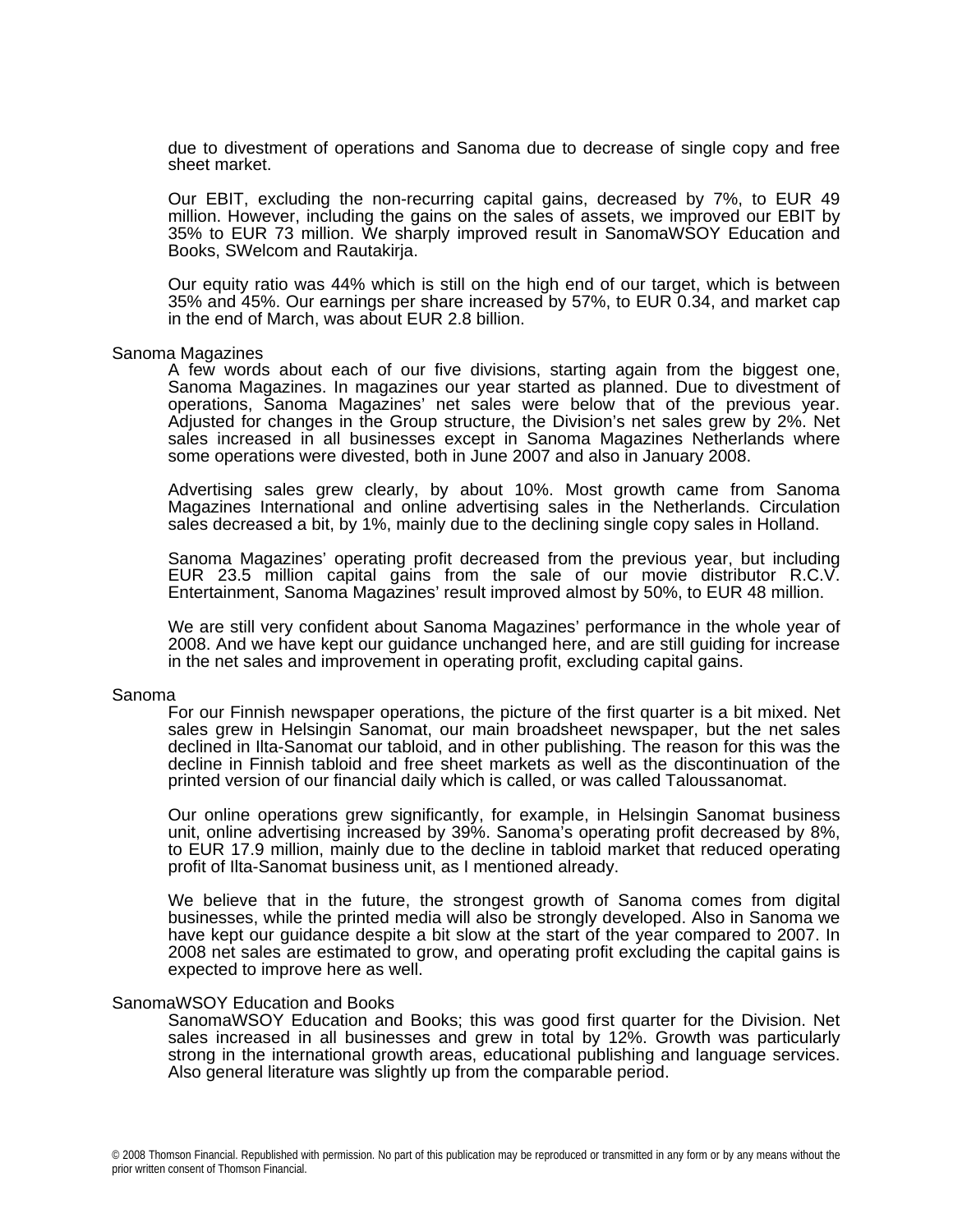due to divestment of operations and Sanoma due to decrease of single copy and free sheet market.

Our EBIT, excluding the non-recurring capital gains, decreased by 7%, to EUR 49 million. However, including the gains on the sales of assets, we improved our EBIT by 35% to EUR 73 million. We sharply improved result in SanomaWSOY Education and Books, SWelcom and Rautakirja.

Our equity ratio was 44% which is still on the high end of our target, which is between 35% and 45%. Our earnings per share increased by 57%, to EUR 0.34, and market cap in the end of March, was about EUR 2.8 billion.

## Sanoma Magazines

A few words about each of our five divisions, starting again from the biggest one, Sanoma Magazines. In magazines our year started as planned. Due to divestment of operations, Sanoma Magazines' net sales were below that of the previous year. Adjusted for changes in the Group structure, the Division's net sales grew by 2%. Net sales increased in all businesses except in Sanoma Magazines Netherlands where some operations were divested, both in June 2007 and also in January 2008.

Advertising sales grew clearly, by about 10%. Most growth came from Sanoma Magazines International and online advertising sales in the Netherlands. Circulation sales decreased a bit, by 1%, mainly due to the declining single copy sales in Holland.

Sanoma Magazines' operating profit decreased from the previous year, but including EUR 23.5 million capital gains from the sale of our movie distributor R.C.V. Entertainment, Sanoma Magazines' result improved almost by 50%, to EUR 48 million.

We are still very confident about Sanoma Magazines' performance in the whole year of 2008. And we have kept our guidance unchanged here, and are still guiding for increase in the net sales and improvement in operating profit, excluding capital gains.

## Sanoma

For our Finnish newspaper operations, the picture of the first quarter is a bit mixed. Net sales grew in Helsingin Sanomat, our main broadsheet newspaper, but the net sales declined in Ilta-Sanomat our tabloid, and in other publishing. The reason for this was the decline in Finnish tabloid and free sheet markets as well as the discontinuation of the printed version of our financial daily which is called, or was called Taloussanomat.

Our online operations grew significantly, for example, in Helsingin Sanomat business unit, online advertising increased by 39%. Sanoma's operating profit decreased by 8%, to EUR 17.9 million, mainly due to the decline in tabloid market that reduced operating profit of Ilta-Sanomat business unit, as I mentioned already.

We believe that in the future, the strongest growth of Sanoma comes from digital businesses, while the printed media will also be strongly developed. Also in Sanoma we have kept our guidance despite a bit slow at the start of the year compared to 2007. In 2008 net sales are estimated to grow, and operating profit excluding the capital gains is expected to improve here as well.

## SanomaWSOY Education and Books

SanomaWSOY Education and Books; this was good first quarter for the Division. Net sales increased in all businesses and grew in total by 12%. Growth was particularly strong in the international growth areas, educational publishing and language services. Also general literature was slightly up from the comparable period.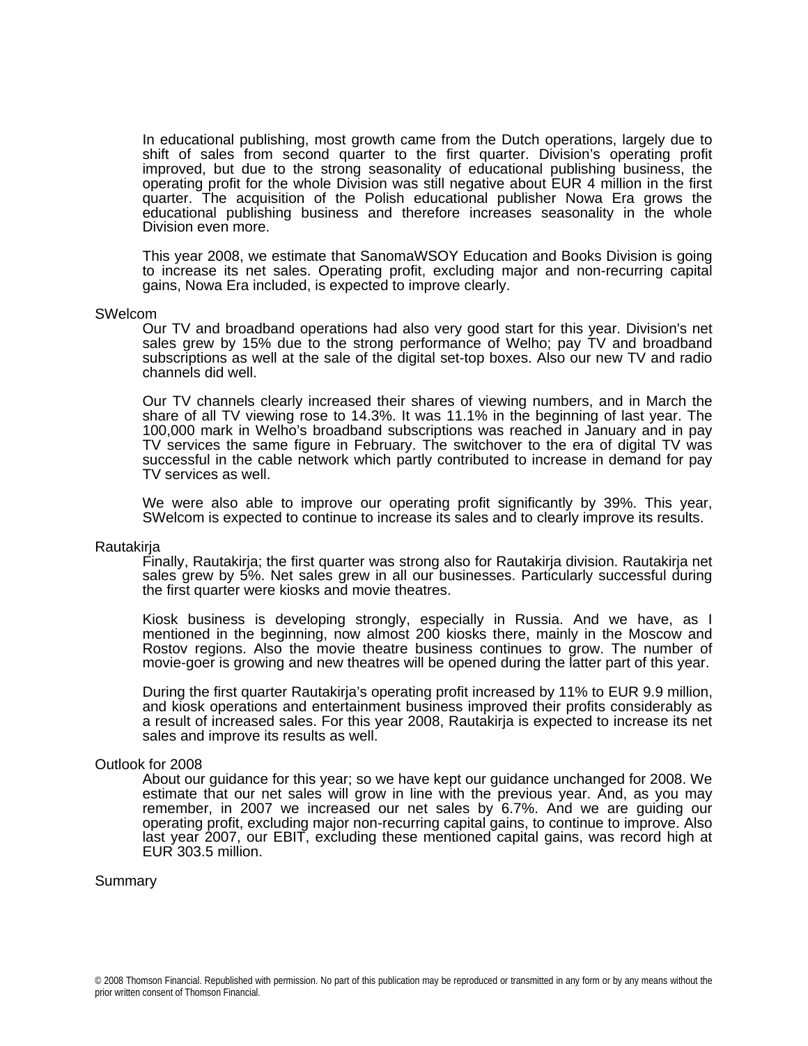In educational publishing, most growth came from the Dutch operations, largely due to shift of sales from second quarter to the first quarter. Division's operating profit improved, but due to the strong seasonality of educational publishing business, the operating profit for the whole Division was still negative about EUR 4 million in the first quarter. The acquisition of the Polish educational publisher Nowa Era grows the educational publishing business and therefore increases seasonality in the whole Division even more.

This year 2008, we estimate that SanomaWSOY Education and Books Division is going to increase its net sales. Operating profit, excluding major and non-recurring capital gains, Nowa Era included, is expected to improve clearly.

SWelcom

Our TV and broadband operations had also very good start for this year. Division's net sales grew by 15% due to the strong performance of Welho; pay TV and broadband subscriptions as well at the sale of the digital set-top boxes. Also our new TV and radio channels did well.

Our TV channels clearly increased their shares of viewing numbers, and in March the share of all TV viewing rose to 14.3%. It was 11.1% in the beginning of last year. The 100,000 mark in Welho's broadband subscriptions was reached in January and in pay TV services the same figure in February. The switchover to the era of digital TV was successful in the cable network which partly contributed to increase in demand for pay TV services as well.

We were also able to improve our operating profit significantly by 39%. This year, SWelcom is expected to continue to increase its sales and to clearly improve its results.

Rautakirja

Finally, Rautakirja; the first quarter was strong also for Rautakirja division. Rautakirja net sales grew by 5%. Net sales grew in all our businesses. Particularly successful during the first quarter were kiosks and movie theatres.

Kiosk business is developing strongly, especially in Russia. And we have, as I mentioned in the beginning, now almost 200 kiosks there, mainly in the Moscow and Rostov regions. Also the movie theatre business continues to grow. The number of movie-goer is growing and new theatres will be opened during the latter part of this year.

During the first quarter Rautakirja's operating profit increased by 11% to EUR 9.9 million, and kiosk operations and entertainment business improved their profits considerably as a result of increased sales. For this year 2008, Rautakirja is expected to increase its net sales and improve its results as well.

Outlook for 2008

About our guidance for this year; so we have kept our guidance unchanged for 2008. We estimate that our net sales will grow in line with the previous year. And, as you may remember, in 2007 we increased our net sales by 6.7%. And we are guiding our operating profit, excluding major non-recurring capital gains, to continue to improve. Also last year 2007, our EBIT, excluding these mentioned capital gains, was record high at EUR 303.5 million.

Summary

© 2008 Thomson Financial. Republished with permission. No part of this publication may be reproduced or transmitted in any form or by any means without the prior written consent of Thomson Financial.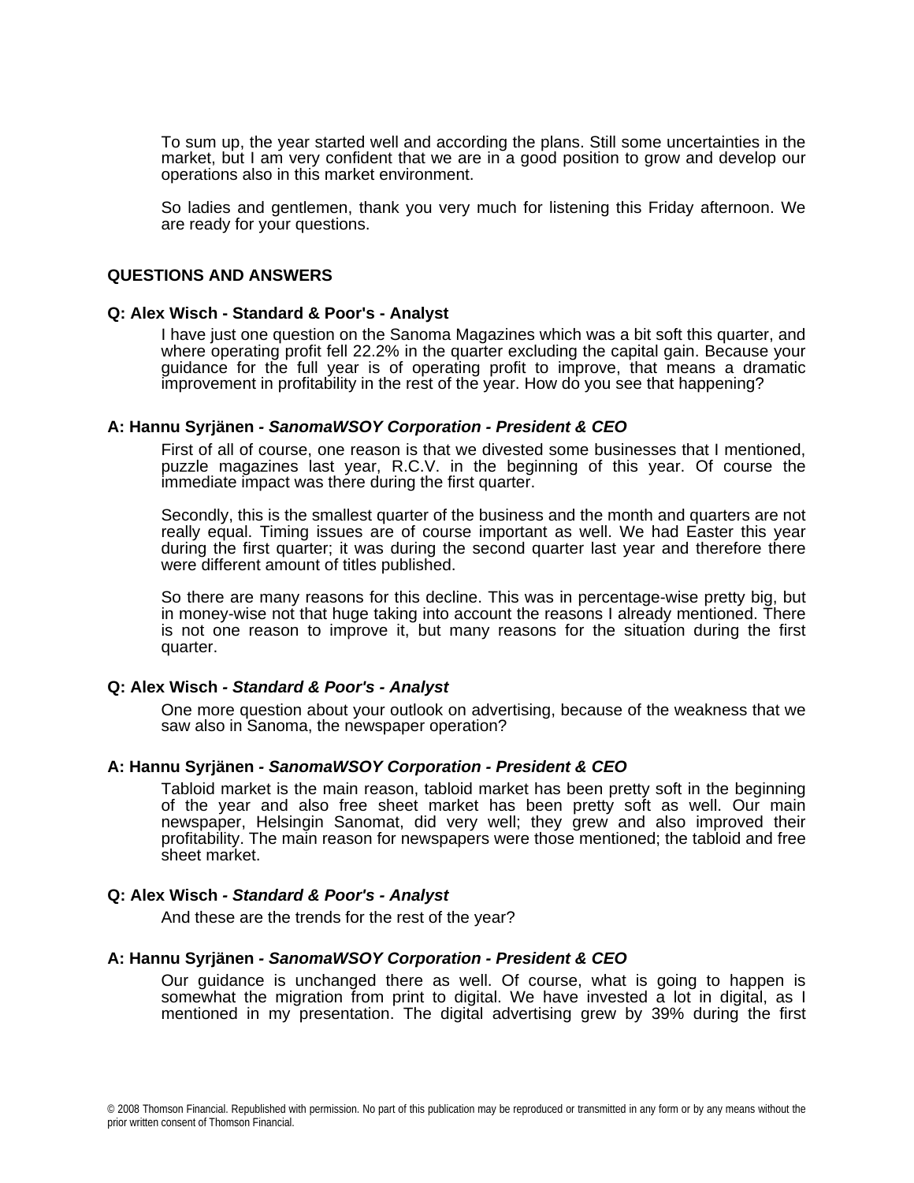To sum up, the year started well and according the plans. Still some uncertainties in the market, but I am very confident that we are in a good position to grow and develop our operations also in this market environment.

So ladies and gentlemen, thank you very much for listening this Friday afternoon. We are ready for your questions.

## QUESTIONS AND ANSWERS

**Q: Alex Wisch - Standard & Poor's - Analyst**

I have just one question on the Sanoma Magazines which was a bit soft this quarter, and where operating profit fell 22.2% in the quarter excluding the capital gain. Because your guidance for the full year is of operating profit to improve, that means a dramatic improvement in profitability in the rest of the year. How do you see that happening?

**A: Hannu Syrjänen *- SanomaWSOY Corporation - President & CEO***

First of all of course, one reason is that we divested some businesses that I mentioned, puzzle magazines last year, R.C.V. in the beginning of this year. Of course the immediate impact was there during the first quarter.

Secondly, this is the smallest quarter of the business and the month and quarters are not really equal. Timing issues are of course important as well. We had Easter this year during the first quarter; it was during the second quarter last year and therefore there were different amount of titles published.

So there are many reasons for this decline. This was in percentage-wise pretty big, but in money-wise not that huge taking into account the reasons I already mentioned. There is not one reason to improve it, but many reasons for the situation during the first quarter.

**Q: Alex Wisch *- Standard & Poor's - Analyst***

One more question about your outlook on advertising, because of the weakness that we saw also in Sanoma, the newspaper operation?

**A: Hannu Syrjänen *- SanomaWSOY Corporation - President & CEO***

Tabloid market is the main reason, tabloid market has been pretty soft in the beginning of the year and also free sheet market has been pretty soft as well. Our main newspaper, Helsingin Sanomat, did very well; they grew and also improved their profitability. The main reason for newspapers were those mentioned; the tabloid and free sheet market.

**Q: Alex Wisch *- Standard & Poor's - Analyst***

And these are the trends for the rest of the year?

**A: Hannu Syrjänen *- SanomaWSOY Corporation - President & CEO***

Our guidance is unchanged there as well. Of course, what is going to happen is somewhat the migration from print to digital. We have invested a lot in digital, as I mentioned in my presentation. The digital advertising grew by 39% during the first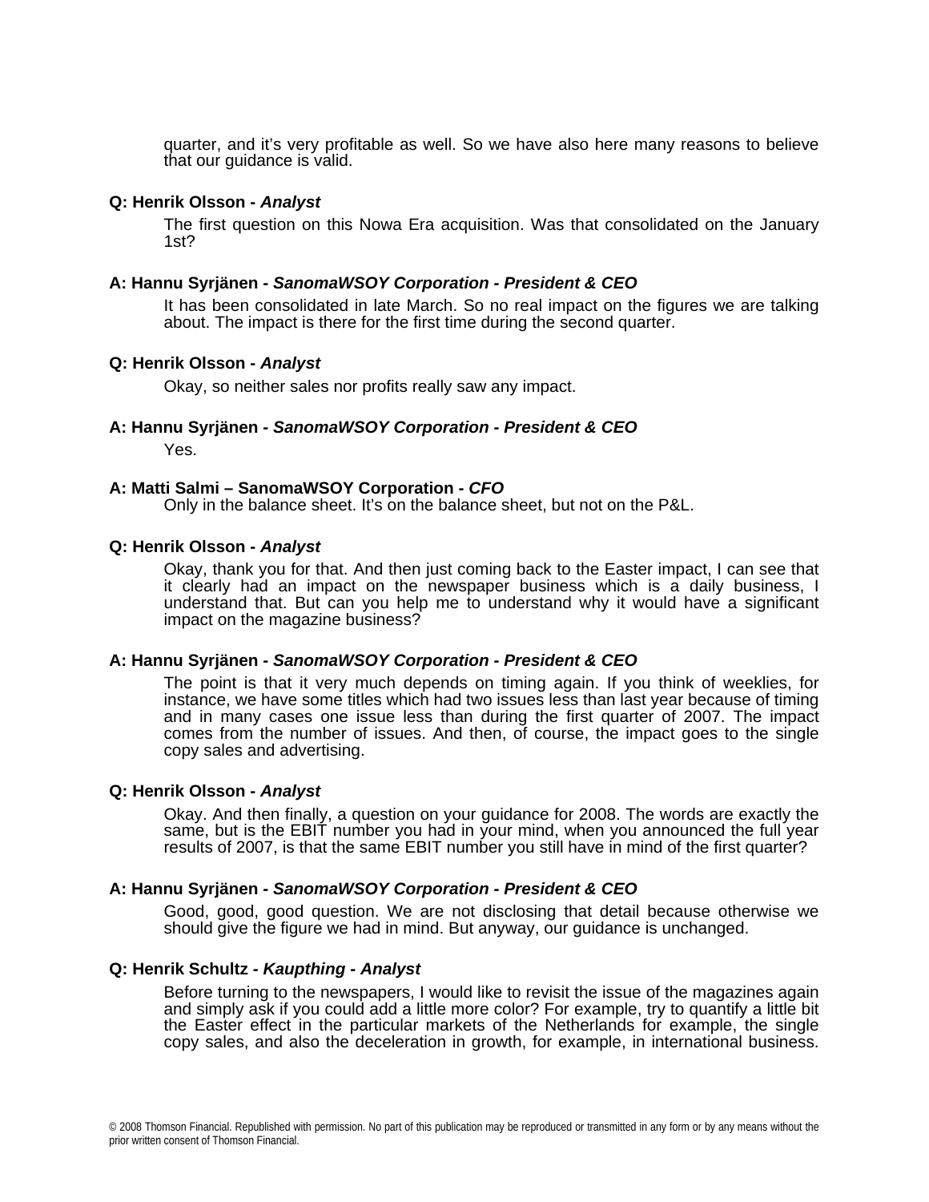quarter, and it's very profitable as well. So we have also here many reasons to believe that our guidance is valid.

**Q: Henrik Olsson - *Analyst***

The first question on this Nowa Era acquisition. Was that consolidated on the January 1st?

**A: Hannu Syrjänen - *SanomaWSOY Corporation - President & CEO***

It has been consolidated in late March. So no real impact on the figures we are talking about. The impact is there for the first time during the second quarter.

**Q: Henrik Olsson - *Analyst***

Okay, so neither sales nor profits really saw any impact.

**A: Hannu Syrjänen - *SanomaWSOY Corporation - President & CEO***

Yes.

**A: Matti Salmi – SanomaWSOY Corporation - *CFO***

Only in the balance sheet. It's on the balance sheet, but not on the P&L.

**Q: Henrik Olsson - *Analyst***

Okay, thank you for that. And then just coming back to the Easter impact, I can see that it clearly had an impact on the newspaper business which is a daily business, I understand that. But can you help me to understand why it would have a significant impact on the magazine business?

**A: Hannu Syrjänen - *SanomaWSOY Corporation - President & CEO***

The point is that it very much depends on timing again. If you think of weeklies, for instance, we have some titles which had two issues less than last year because of timing and in many cases one issue less than during the first quarter of 2007. The impact comes from the number of issues. And then, of course, the impact goes to the single copy sales and advertising.

**Q: Henrik Olsson - *Analyst***

Okay. And then finally, a question on your guidance for 2008. The words are exactly the same, but is the EBIT number you had in your mind, when you announced the full year results of 2007, is that the same EBIT number you still have in mind of the first quarter?

**A: Hannu Syrjänen - *SanomaWSOY Corporation - President & CEO***

Good, good, good question. We are not disclosing that detail because otherwise we should give the figure we had in mind. But anyway, our guidance is unchanged.

**Q: Henrik Schultz - *Kaupthing - Analyst***

Before turning to the newspapers, I would like to revisit the issue of the magazines again and simply ask if you could add a little more color? For example, try to quantify a little bit the Easter effect in the particular markets of the Netherlands for example, the single copy sales, and also the deceleration in growth, for example, in international business.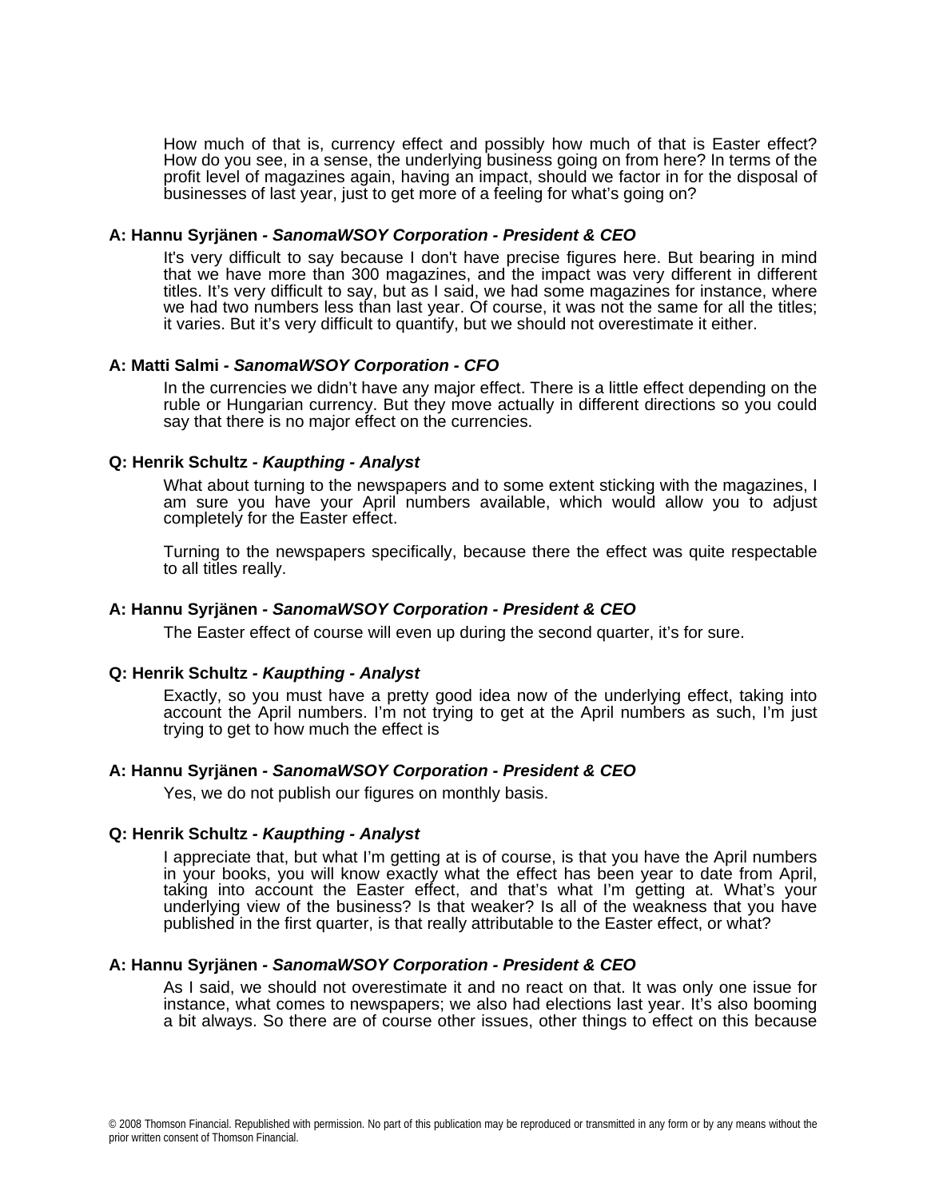How much of that is, currency effect and possibly how much of that is Easter effect? How do you see, in a sense, the underlying business going on from here? In terms of the profit level of magazines again, having an impact, should we factor in for the disposal of businesses of last year, just to get more of a feeling for what's going on?

**A: Hannu Syrjänen** *- SanomaWSOY Corporation - President & CEO*

It's very difficult to say because I don't have precise figures here. But bearing in mind that we have more than 300 magazines, and the impact was very different in different titles. It's very difficult to say, but as I said, we had some magazines for instance, where we had two numbers less than last year. Of course, it was not the same for all the titles; it varies. But it's very difficult to quantify, but we should not overestimate it either.

**A: Matti Salmi** *- SanomaWSOY Corporation - CFO*

In the currencies we didn't have any major effect. There is a little effect depending on the ruble or Hungarian currency. But they move actually in different directions so you could say that there is no major effect on the currencies.

**Q: Henrik Schultz** *- Kaupthing - Analyst*

What about turning to the newspapers and to some extent sticking with the magazines, I am sure you have your April numbers available, which would allow you to adjust completely for the Easter effect.

Turning to the newspapers specifically, because there the effect was quite respectable to all titles really.

**A: Hannu Syrjänen** *- SanomaWSOY Corporation - President & CEO*

The Easter effect of course will even up during the second quarter, it's for sure.

**Q: Henrik Schultz** *- Kaupthing - Analyst*

Exactly, so you must have a pretty good idea now of the underlying effect, taking into account the April numbers. I'm not trying to get at the April numbers as such, I'm just trying to get to how much the effect is

**A: Hannu Syrjänen** *- SanomaWSOY Corporation - President & CEO*

Yes, we do not publish our figures on monthly basis.

**Q: Henrik Schultz** *- Kaupthing - Analyst*

I appreciate that, but what I'm getting at is of course, is that you have the April numbers in your books, you will know exactly what the effect has been year to date from April, taking into account the Easter effect, and that's what I'm getting at. What's your underlying view of the business? Is that weaker? Is all of the weakness that you have published in the first quarter, is that really attributable to the Easter effect, or what?

**A: Hannu Syrjänen** *- SanomaWSOY Corporation - President & CEO*

As I said, we should not overestimate it and no react on that. It was only one issue for instance, what comes to newspapers; we also had elections last year. It's also booming a bit always. So there are of course other issues, other things to effect on this because

© 2008 Thomson Financial. Republished with permission. No part of this publication may be reproduced or transmitted in any form or by any means without the prior written consent of Thomson Financial.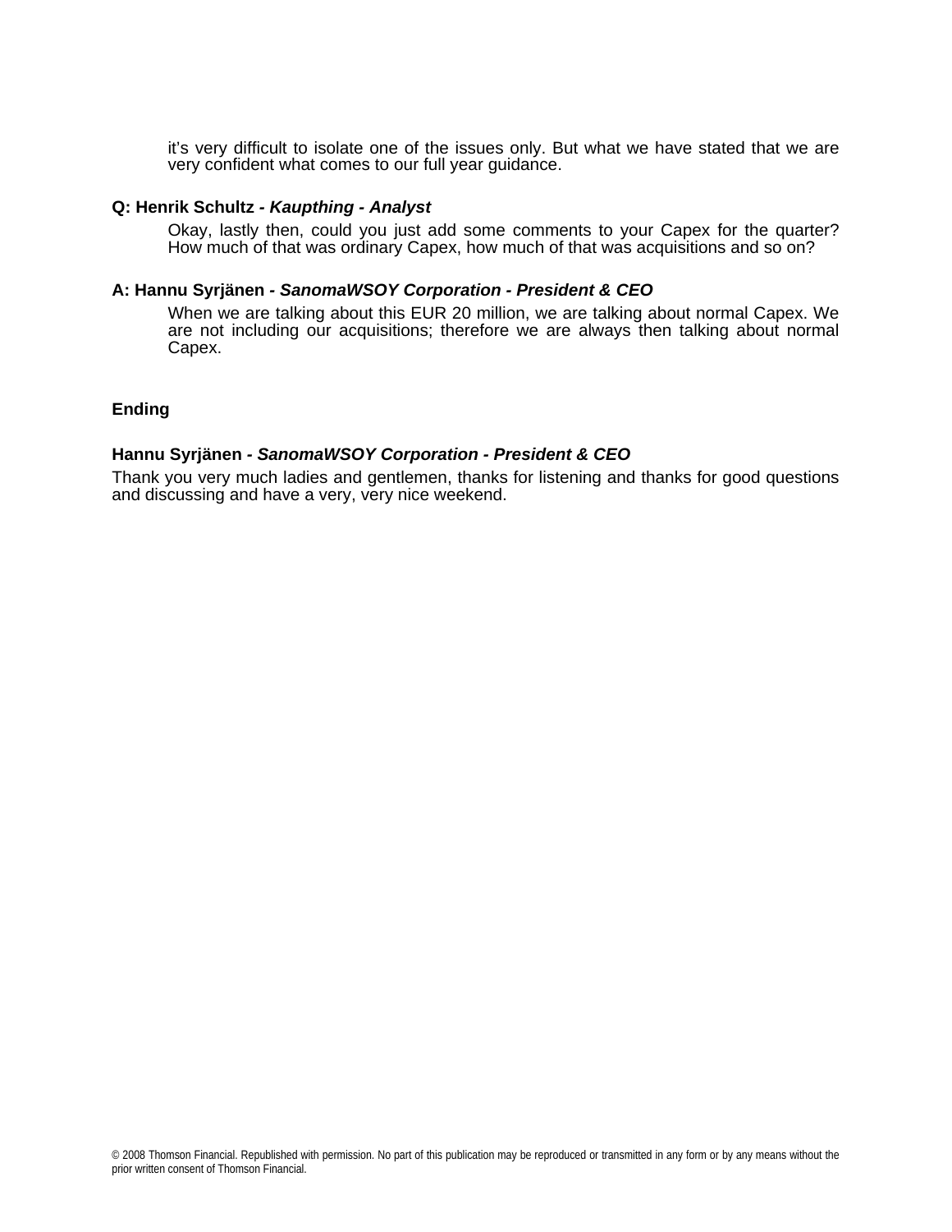it's very difficult to isolate one of the issues only. But what we have stated that we are very confident what comes to our full year guidance.

**Q: Henrik Schultz** - ***Kaupthing - Analyst***

Okay, lastly then, could you just add some comments to your Capex for the quarter? How much of that was ordinary Capex, how much of that was acquisitions and so on?

**A: Hannu Syrjänen** - ***SanomaWSOY Corporation - President & CEO***

When we are talking about this EUR 20 million, we are talking about normal Capex. We are not including our acquisitions; therefore we are always then talking about normal Capex.

**Ending**

**Hannu Syrjänen** - ***SanomaWSOY Corporation - President & CEO***

Thank you very much ladies and gentlemen, thanks for listening and thanks for good questions and discussing and have a very, very nice weekend.

© 2008 Thomson Financial. Republished with permission. No part of this publication may be reproduced or transmitted in any form or by any means without the prior written consent of Thomson Financial.